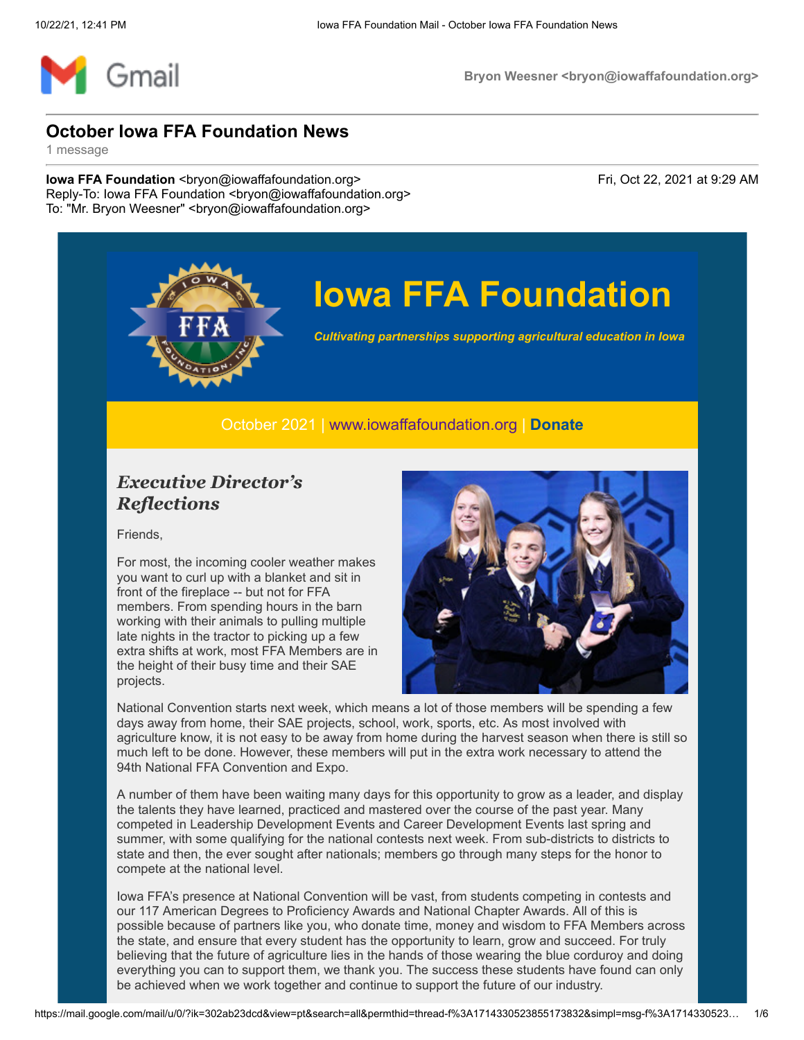# October Iowa FFA Foundation News

1 message

**Iowa FFA Foundation** <bryon@iowaffafoundation.org>
Reply-To: Iowa FFA Foundation <bryon@iowaffafoundation.org>
To: "Mr. Bryon Weesner" <bryon@iowaffafoundation.org>

Fri, Oct 22, 2021 at 9:29 AM

## Iowa FFA Foundation

*Cultivating partnerships supporting agricultural education in Iowa*

October 2021 | www.iowaffafoundation.org | **Donate**

### *Executive Director's Reflections*

Friends,

For most, the incoming cooler weather makes you want to curl up with a blanket and sit in front of the fireplace -- but not for FFA members. From spending hours in the barn working with their animals to pulling multiple late nights in the tractor to picking up a few extra shifts at work, most FFA Members are in the height of their busy time and their SAE projects.

National Convention starts next week, which means a lot of those members will be spending a few days away from home, their SAE projects, school, work, sports, etc. As most involved with agriculture know, it is not easy to be away from home during the harvest season when there is still so much left to be done. However, these members will put in the extra work necessary to attend the 94th National FFA Convention and Expo.

A number of them have been waiting many days for this opportunity to grow as a leader, and display the talents they have learned, practiced and mastered over the course of the past year. Many competed in Leadership Development Events and Career Development Events last spring and summer, with some qualifying for the national contests next week. From sub-districts to districts to state and then, the ever sought after nationals; members go through many steps for the honor to compete at the national level.

Iowa FFA's presence at National Convention will be vast, from students competing in contests and our 117 American Degrees to Proficiency Awards and National Chapter Awards. All of this is possible because of partners like you, who donate time, money and wisdom to FFA Members across the state, and ensure that every student has the opportunity to learn, grow and succeed. For truly believing that the future of agriculture lies in the hands of those wearing the blue corduroy and doing everything you can to support them, we thank you. The success these students have found can only be achieved when we work together and continue to support the future of our industry.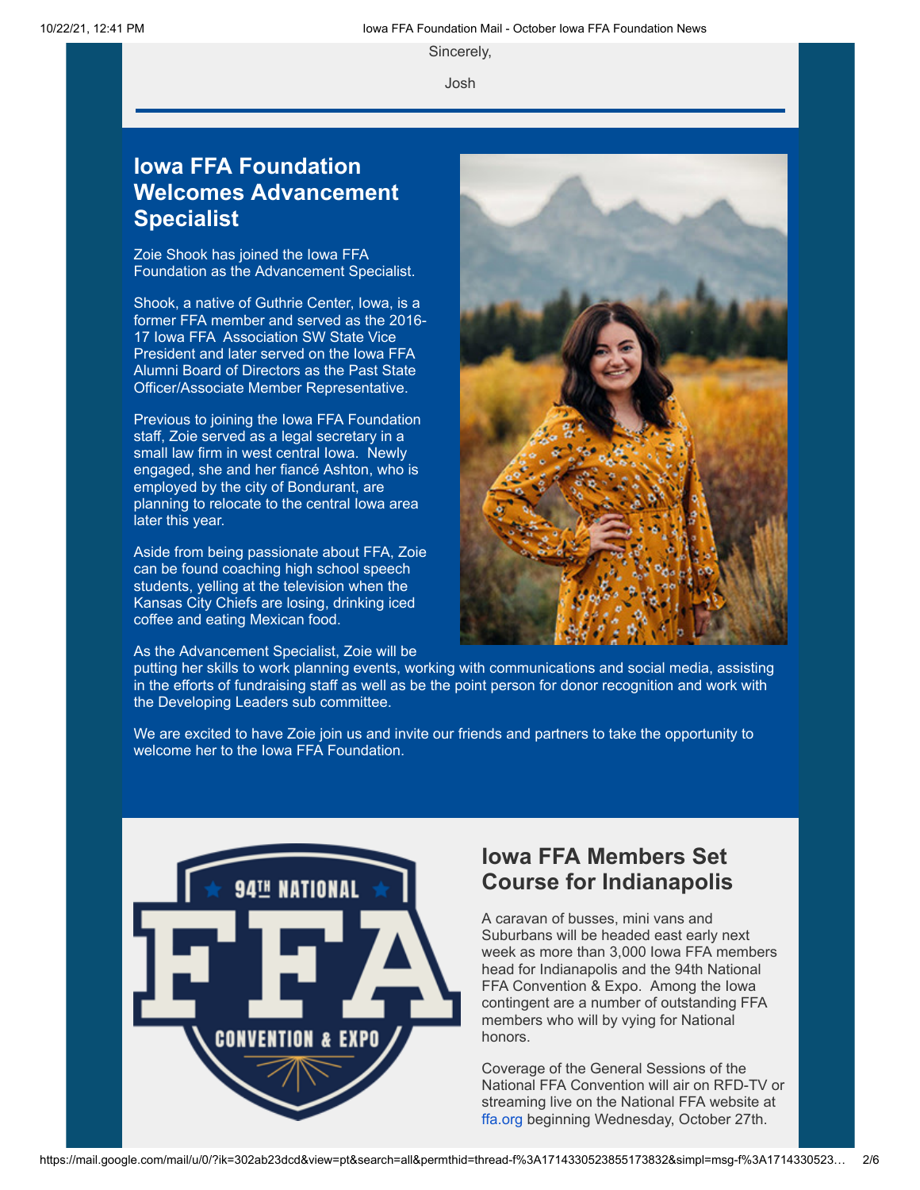Sincerely,

Josh

## Iowa FFA Foundation Welcomes Advancement Specialist

Zoie Shook has joined the Iowa FFA Foundation as the Advancement Specialist.

Shook, a native of Guthrie Center, Iowa, is a former FFA member and served as the 2016-17 Iowa FFA Association SW State Vice President and later served on the Iowa FFA Alumni Board of Directors as the Past State Officer/Associate Member Representative.

Previous to joining the Iowa FFA Foundation staff, Zoie served as a legal secretary in a small law firm in west central Iowa. Newly engaged, she and her fiancé Ashton, who is employed by the city of Bondurant, are planning to relocate to the central Iowa area later this year.

Aside from being passionate about FFA, Zoie can be found coaching high school speech students, yelling at the television when the Kansas City Chiefs are losing, drinking iced coffee and eating Mexican food.

As the Advancement Specialist, Zoie will be putting her skills to work planning events, working with communications and social media, assisting in the efforts of fundraising staff as well as be the point person for donor recognition and work with the Developing Leaders sub committee.

We are excited to have Zoie join us and invite our friends and partners to take the opportunity to welcome her to the Iowa FFA Foundation.

## Iowa FFA Members Set Course for Indianapolis

A caravan of busses, mini vans and Suburbans will be headed east early next week as more than 3,000 Iowa FFA members head for Indianapolis and the 94th National FFA Convention & Expo. Among the Iowa contingent are a number of outstanding FFA members who will by vying for National honors.

Coverage of the General Sessions of the National FFA Convention will air on RFD-TV or streaming live on the National FFA website at ffa.org beginning Wednesday, October 27th.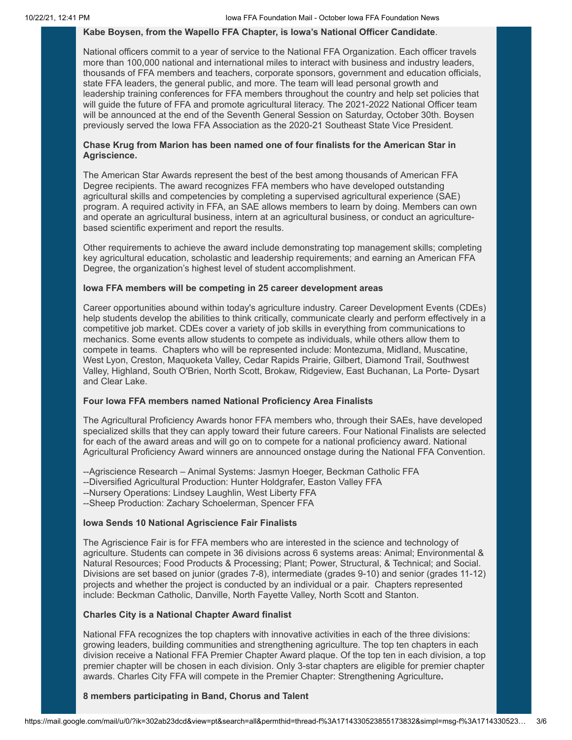**Kabe Boysen, from the Wapello FFA Chapter, is Iowa's National Officer Candidate**.

National officers commit to a year of service to the National FFA Organization. Each officer travels more than 100,000 national and international miles to interact with business and industry leaders, thousands of FFA members and teachers, corporate sponsors, government and education officials, state FFA leaders, the general public, and more. The team will lead personal growth and leadership training conferences for FFA members throughout the country and help set policies that will guide the future of FFA and promote agricultural literacy. The 2021-2022 National Officer team will be announced at the end of the Seventh General Session on Saturday, October 30th. Boysen previously served the Iowa FFA Association as the 2020-21 Southeast State Vice President.

**Chase Krug from Marion has been named one of four finalists for the American Star in Agriscience.**

The American Star Awards represent the best of the best among thousands of American FFA Degree recipients. The award recognizes FFA members who have developed outstanding agricultural skills and competencies by completing a supervised agricultural experience (SAE) program. A required activity in FFA, an SAE allows members to learn by doing. Members can own and operate an agricultural business, intern at an agricultural business, or conduct an agriculture-based scientific experiment and report the results.

Other requirements to achieve the award include demonstrating top management skills; completing key agricultural education, scholastic and leadership requirements; and earning an American FFA Degree, the organization's highest level of student accomplishment.

**Iowa FFA members will be competing in 25 career development areas**

Career opportunities abound within today's agriculture industry. Career Development Events (CDEs) help students develop the abilities to think critically, communicate clearly and perform effectively in a competitive job market. CDEs cover a variety of job skills in everything from communications to mechanics. Some events allow students to compete as individuals, while others allow them to compete in teams. Chapters who will be represented include: Montezuma, Midland, Muscatine, West Lyon, Creston, Maquoketa Valley, Cedar Rapids Prairie, Gilbert, Diamond Trail, Southwest Valley, Highland, South O'Brien, North Scott, Brokaw, Ridgeview, East Buchanan, La Porte- Dysart and Clear Lake.

**Four Iowa FFA members named National Proficiency Area Finalists**

The Agricultural Proficiency Awards honor FFA members who, through their SAEs, have developed specialized skills that they can apply toward their future careers. Four National Finalists are selected for each of the award areas and will go on to compete for a national proficiency award. National Agricultural Proficiency Award winners are announced onstage during the National FFA Convention.

--Agriscience Research – Animal Systems: Jasmyn Hoeger, Beckman Catholic FFA
--Diversified Agricultural Production: Hunter Holdgrafer, Easton Valley FFA
--Nursery Operations: Lindsey Laughlin, West Liberty FFA
--Sheep Production: Zachary Schoelerman, Spencer FFA

**Iowa Sends 10 National Agriscience Fair Finalists**

The Agriscience Fair is for FFA members who are interested in the science and technology of agriculture. Students can compete in 36 divisions across 6 systems areas: Animal; Environmental & Natural Resources; Food Products & Processing; Plant; Power, Structural, & Technical; and Social. Divisions are set based on junior (grades 7-8), intermediate (grades 9-10) and senior (grades 11-12) projects and whether the project is conducted by an individual or a pair. Chapters represented include: Beckman Catholic, Danville, North Fayette Valley, North Scott and Stanton.

**Charles City is a National Chapter Award finalist**

National FFA recognizes the top chapters with innovative activities in each of the three divisions: growing leaders, building communities and strengthening agriculture. The top ten chapters in each division receive a National FFA Premier Chapter Award plaque. Of the top ten in each division, a top premier chapter will be chosen in each division. Only 3-star chapters are eligible for premier chapter awards. Charles City FFA will compete in the Premier Chapter: Strengthening Agriculture**.**

**8 members participating in Band, Chorus and Talent**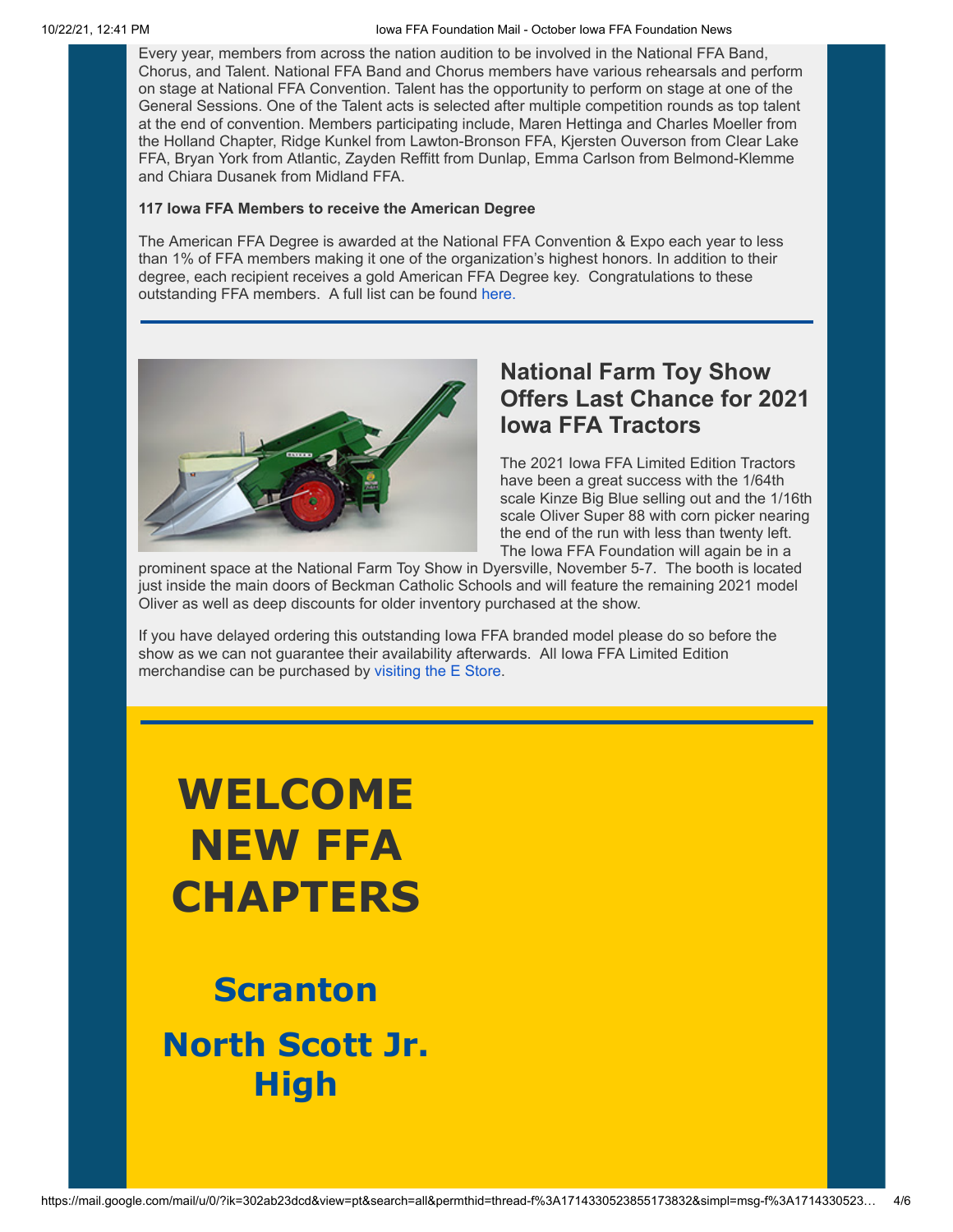Every year, members from across the nation audition to be involved in the National FFA Band, Chorus, and Talent. National FFA Band and Chorus members have various rehearsals and perform on stage at National FFA Convention. Talent has the opportunity to perform on stage at one of the General Sessions. One of the Talent acts is selected after multiple competition rounds as top talent at the end of convention. Members participating include, Maren Hettinga and Charles Moeller from the Holland Chapter, Ridge Kunkel from Lawton-Bronson FFA, Kjersten Ouverson from Clear Lake FFA, Bryan York from Atlantic, Zayden Reffitt from Dunlap, Emma Carlson from Belmond-Klemme and Chiara Dusanek from Midland FFA.

**117 Iowa FFA Members to receive the American Degree**

The American FFA Degree is awarded at the National FFA Convention & Expo each year to less than 1% of FFA members making it one of the organization's highest honors. In addition to their degree, each recipient receives a gold American FFA Degree key. Congratulations to these outstanding FFA members. A full list can be found here.

## National Farm Toy Show Offers Last Chance for 2021 Iowa FFA Tractors

The 2021 Iowa FFA Limited Edition Tractors have been a great success with the 1/64th scale Kinze Big Blue selling out and the 1/16th scale Oliver Super 88 with corn picker nearing the end of the run with less than twenty left. The Iowa FFA Foundation will again be in a prominent space at the National Farm Toy Show in Dyersville, November 5-7. The booth is located just inside the main doors of Beckman Catholic Schools and will feature the remaining 2021 model Oliver as well as deep discounts for older inventory purchased at the show.

If you have delayed ordering this outstanding Iowa FFA branded model please do so before the show as we can not guarantee their availability afterwards. All Iowa FFA Limited Edition merchandise can be purchased by visiting the E Store.

# WELCOME NEW FFA CHAPTERS

## Scranton

## North Scott Jr. High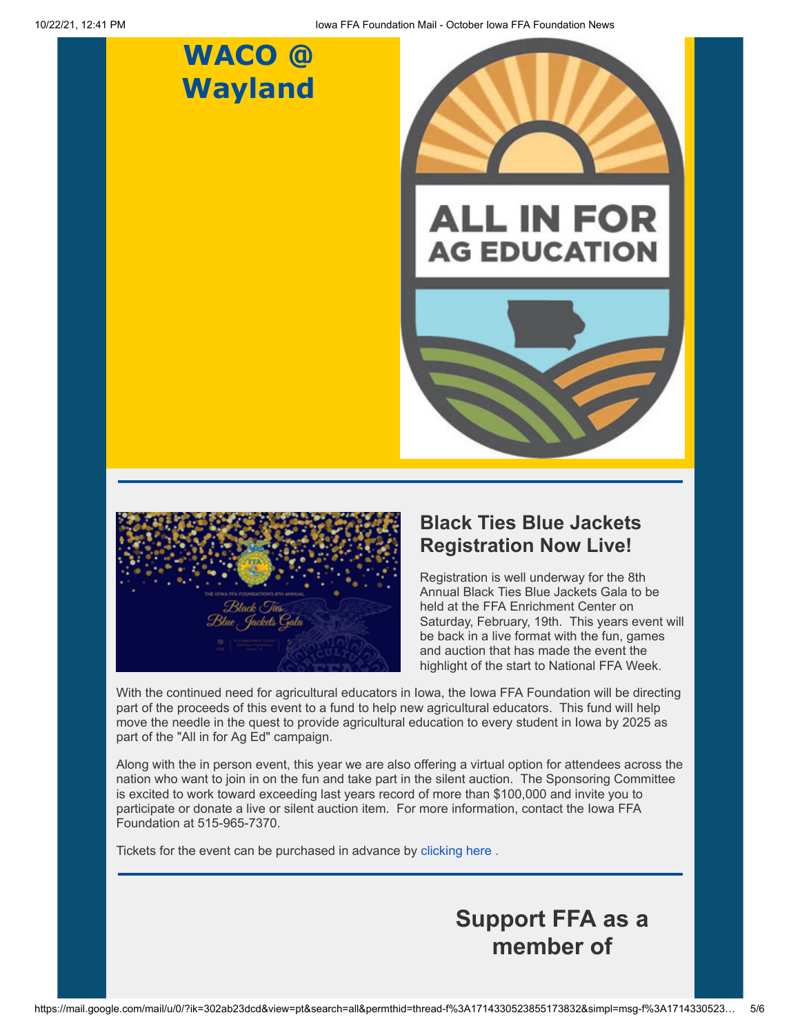# WACO @ Wayland

## Black Ties Blue Jackets Registration Now Live!

Registration is well underway for the 8th Annual Black Ties Blue Jackets Gala to be held at the FFA Enrichment Center on Saturday, February, 19th. This years event will be back in a live format with the fun, games and auction that has made the event the highlight of the start to National FFA Week.

With the continued need for agricultural educators in Iowa, the Iowa FFA Foundation will be directing part of the proceeds of this event to a fund to help new agricultural educators. This fund will help move the needle in the quest to provide agricultural education to every student in Iowa by 2025 as part of the "All in for Ag Ed" campaign.

Along with the in person event, this year we are also offering a virtual option for attendees across the nation who want to join in on the fun and take part in the silent auction. The Sponsoring Committee is excited to work toward exceeding last years record of more than $100,000 and invite you to participate or donate a live or silent auction item. For more information, contact the Iowa FFA Foundation at 515-965-7370.

Tickets for the event can be purchased in advance by clicking here .

## Support FFA as a member of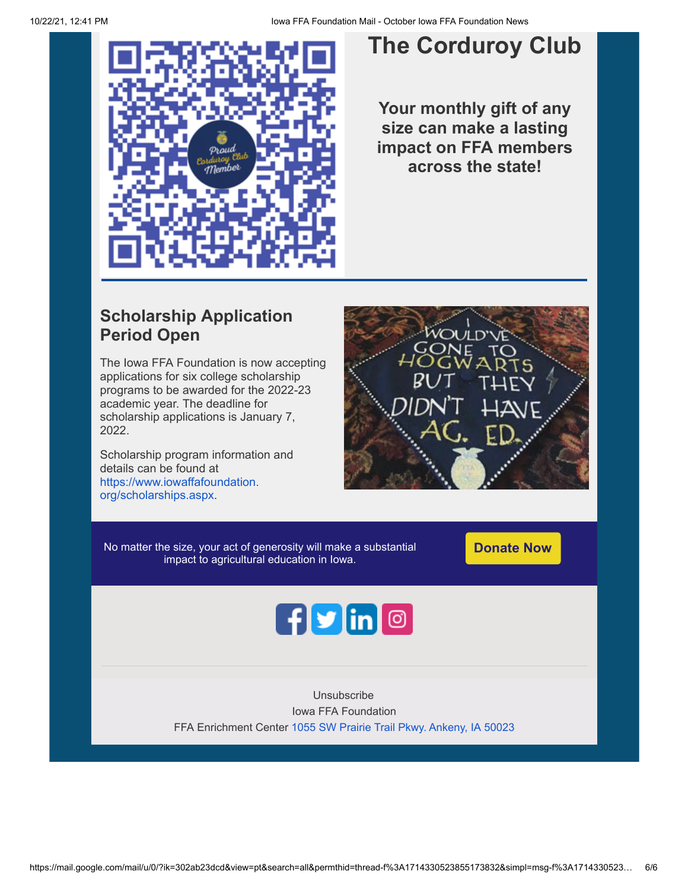## The Corduroy Club

**Your monthly gift of any size can make a lasting impact on FFA members across the state!**

## Scholarship Application Period Open

The Iowa FFA Foundation is now accepting applications for six college scholarship programs to be awarded for the 2022-23 academic year. The deadline for scholarship applications is January 7, 2022.

Scholarship program information and details can be found at https://www.iowaffafoundation.org/scholarships.aspx.

No matter the size, your act of generosity will make a substantial impact to agricultural education in Iowa.

**Donate Now**

Unsubscribe
Iowa FFA Foundation
FFA Enrichment Center 1055 SW Prairie Trail Pkwy. Ankeny, IA 50023